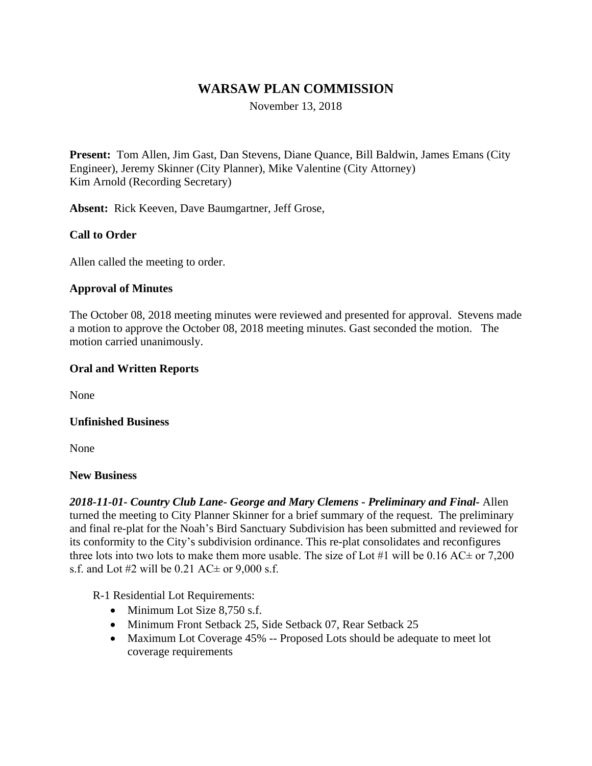# WARSAW PLAN COMMISSION

November 13, 2018

**Present:** Tom Allen, Jim Gast, Dan Stevens, Diane Quance, Bill Baldwin, James Emans (City Engineer), Jeremy Skinner (City Planner), Mike Valentine (City Attorney)
Kim Arnold (Recording Secretary)

**Absent:** Rick Keeven, Dave Baumgartner, Jeff Grose,

**Call to Order**

Allen called the meeting to order.

**Approval of Minutes**

The October 08, 2018 meeting minutes were reviewed and presented for approval. Stevens made a motion to approve the October 08, 2018 meeting minutes. Gast seconded the motion. The motion carried unanimously.

**Oral and Written Reports**

None

**Unfinished Business**

None

**New Business**

***2018-11-01- Country Club Lane- George and Mary Clemens - Preliminary and Final-*** Allen turned the meeting to City Planner Skinner for a brief summary of the request. The preliminary and final re-plat for the Noah's Bird Sanctuary Subdivision has been submitted and reviewed for its conformity to the City's subdivision ordinance. This re-plat consolidates and reconfigures three lots into two lots to make them more usable. The size of Lot #1 will be 0.16 AC± or 7,200 s.f. and Lot #2 will be 0.21 AC± or 9,000 s.f.

R-1 Residential Lot Requirements:

- Minimum Lot Size 8,750 s.f.
- Minimum Front Setback 25, Side Setback 07, Rear Setback 25
- Maximum Lot Coverage 45% -- Proposed Lots should be adequate to meet lot coverage requirements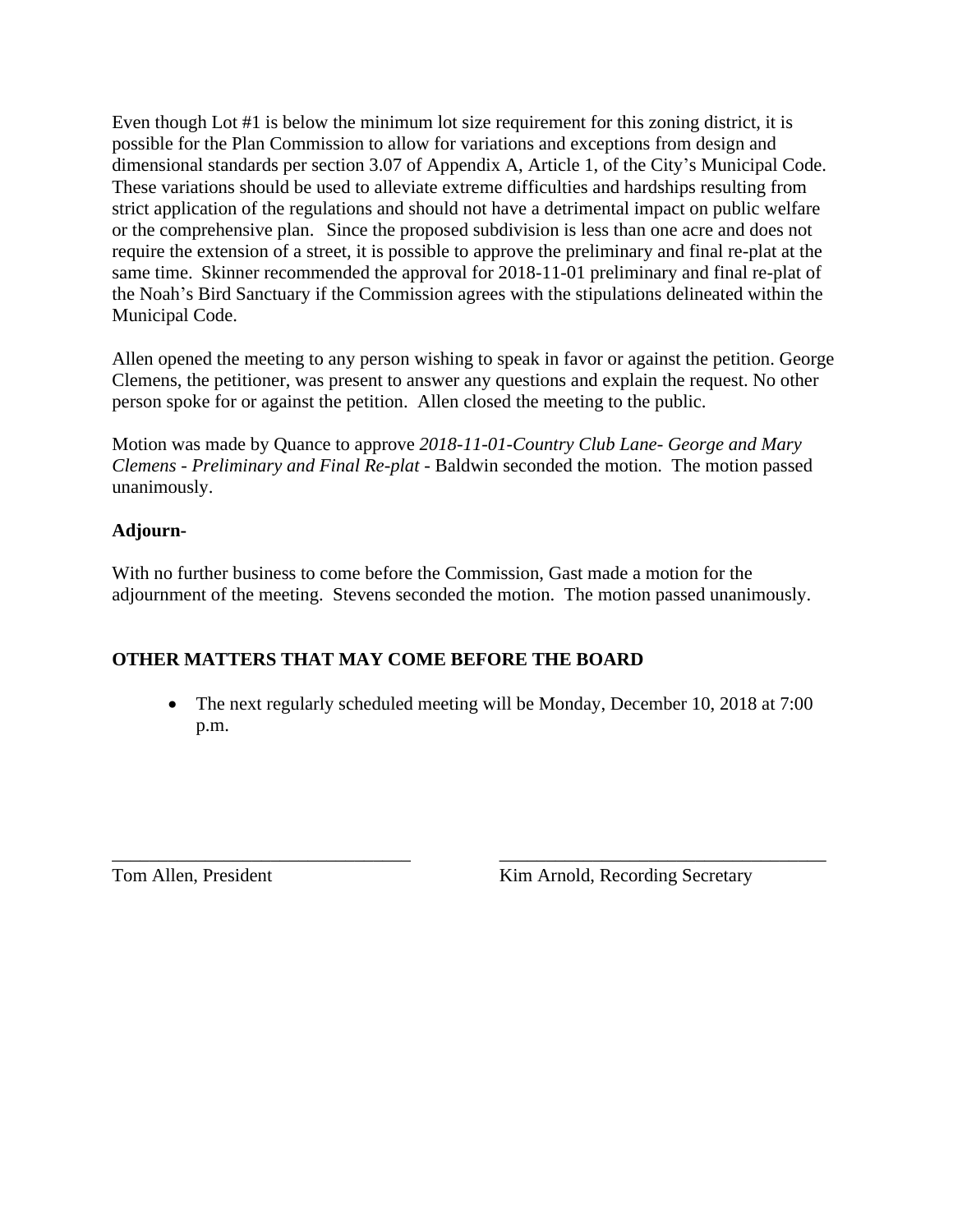Even though Lot #1 is below the minimum lot size requirement for this zoning district, it is possible for the Plan Commission to allow for variations and exceptions from design and dimensional standards per section 3.07 of Appendix A, Article 1, of the City's Municipal Code. These variations should be used to alleviate extreme difficulties and hardships resulting from strict application of the regulations and should not have a detrimental impact on public welfare or the comprehensive plan. Since the proposed subdivision is less than one acre and does not require the extension of a street, it is possible to approve the preliminary and final re-plat at the same time. Skinner recommended the approval for 2018-11-01 preliminary and final re-plat of the Noah's Bird Sanctuary if the Commission agrees with the stipulations delineated within the Municipal Code.

Allen opened the meeting to any person wishing to speak in favor or against the petition. George Clemens, the petitioner, was present to answer any questions and explain the request. No other person spoke for or against the petition. Allen closed the meeting to the public.

Motion was made by Quance to approve *2018-11-01-Country Club Lane- George and Mary Clemens - Preliminary and Final Re-plat* - Baldwin seconded the motion. The motion passed unanimously.

**Adjourn-**

With no further business to come before the Commission, Gast made a motion for the adjournment of the meeting. Stevens seconded the motion. The motion passed unanimously.

**OTHER MATTERS THAT MAY COME BEFORE THE BOARD**

- The next regularly scheduled meeting will be Monday, December 10, 2018 at 7:00 p.m.

_______________________________ Tom Allen, President

_______________________________ Kim Arnold, Recording Secretary